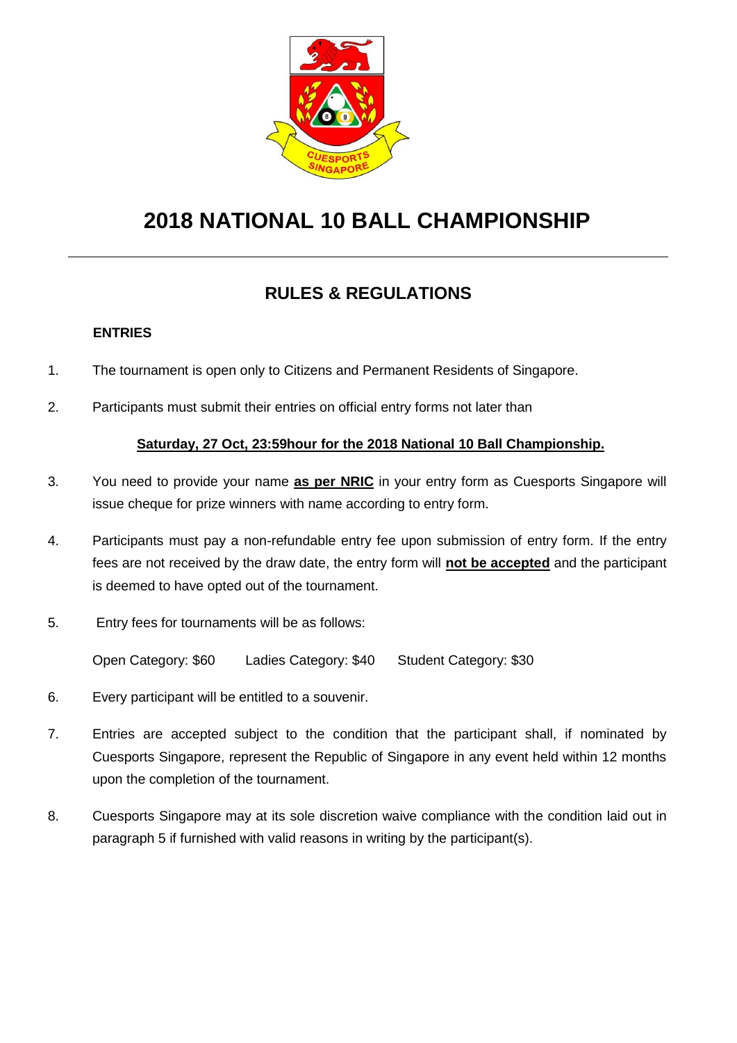# 2018 NATIONAL 10 BALL CHAMPIONSHIP

## RULES & REGULATIONS

### ENTRIES

1. The tournament is open only to Citizens and Permanent Residents of Singapore.

2. Participants must submit their entries on official entry forms not later than

   **Saturday, 27 Oct, 23:59hour for the 2018 National 10 Ball Championship.**

3. You need to provide your name **as per NRIC** in your entry form as Cuesports Singapore will issue cheque for prize winners with name according to entry form.

4. Participants must pay a non-refundable entry fee upon submission of entry form. If the entry fees are not received by the draw date, the entry form will **not be accepted** and the participant is deemed to have opted out of the tournament.

5. Entry fees for tournaments will be as follows:

   Open Category: $60 Ladies Category: $40 Student Category: $30

6. Every participant will be entitled to a souvenir.

7. Entries are accepted subject to the condition that the participant shall, if nominated by Cuesports Singapore, represent the Republic of Singapore in any event held within 12 months upon the completion of the tournament.

8. Cuesports Singapore may at its sole discretion waive compliance with the condition laid out in paragraph 5 if furnished with valid reasons in writing by the participant(s).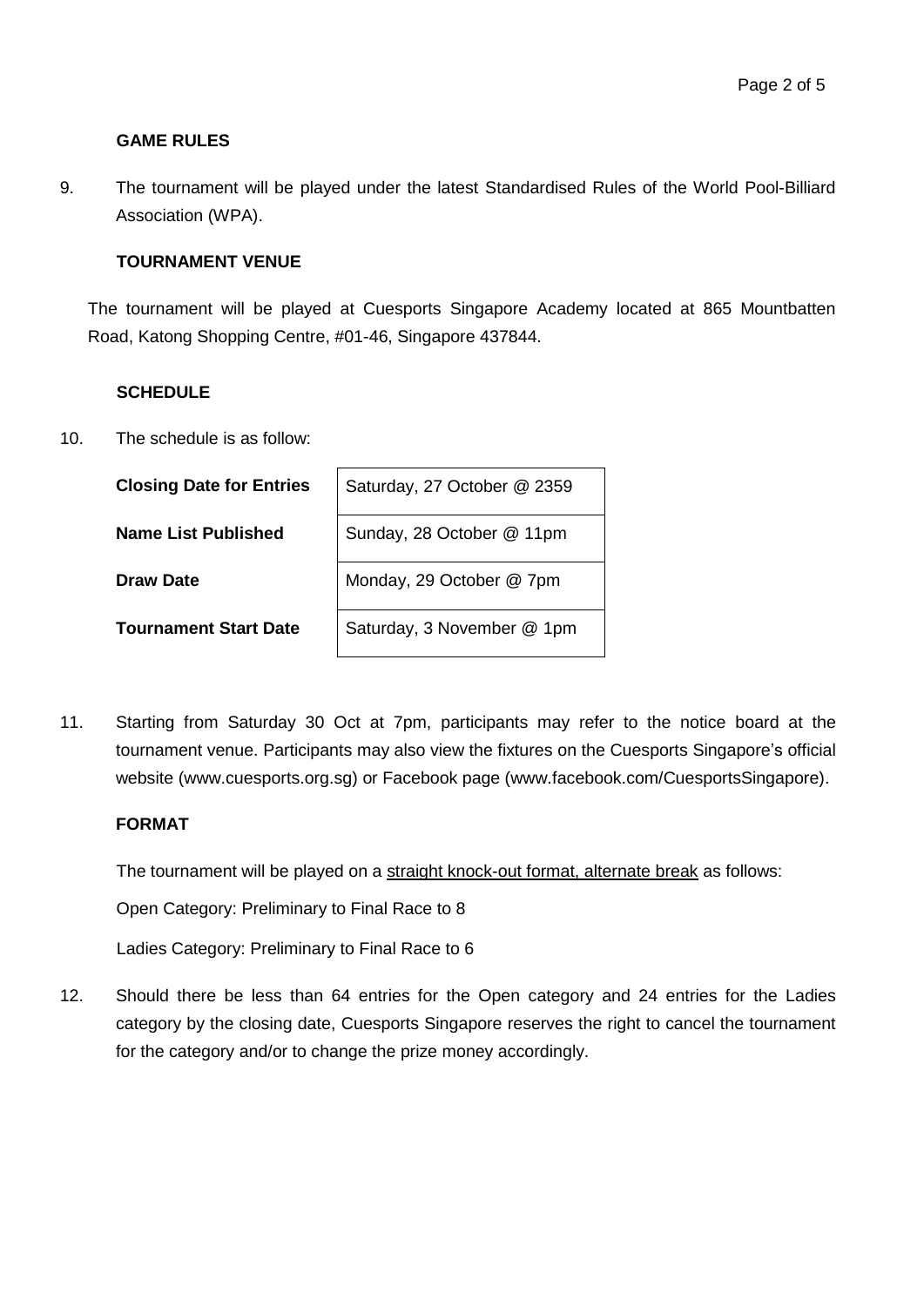### GAME RULES

9. The tournament will be played under the latest Standardised Rules of the World Pool-Billiard Association (WPA).

### TOURNAMENT VENUE

The tournament will be played at Cuesports Singapore Academy located at 865 Mountbatten Road, Katong Shopping Centre, #01-46, Singapore 437844.

### SCHEDULE

10. The schedule is as follow:

| | |
|---|---|
| **Closing Date for Entries** | Saturday, 27 October @ 2359 |
| **Name List Published** | Sunday, 28 October @ 11pm |
| **Draw Date** | Monday, 29 October @ 7pm |
| **Tournament Start Date** | Saturday, 3 November @ 1pm |

11. Starting from Saturday 30 Oct at 7pm, participants may refer to the notice board at the tournament venue. Participants may also view the fixtures on the Cuesports Singapore's official website (www.cuesports.org.sg) or Facebook page (www.facebook.com/CuesportsSingapore).

### FORMAT

The tournament will be played on a straight knock-out format, alternate break as follows:

Open Category: Preliminary to Final Race to 8

Ladies Category: Preliminary to Final Race to 6

12. Should there be less than 64 entries for the Open category and 24 entries for the Ladies category by the closing date, Cuesports Singapore reserves the right to cancel the tournament for the category and/or to change the prize money accordingly.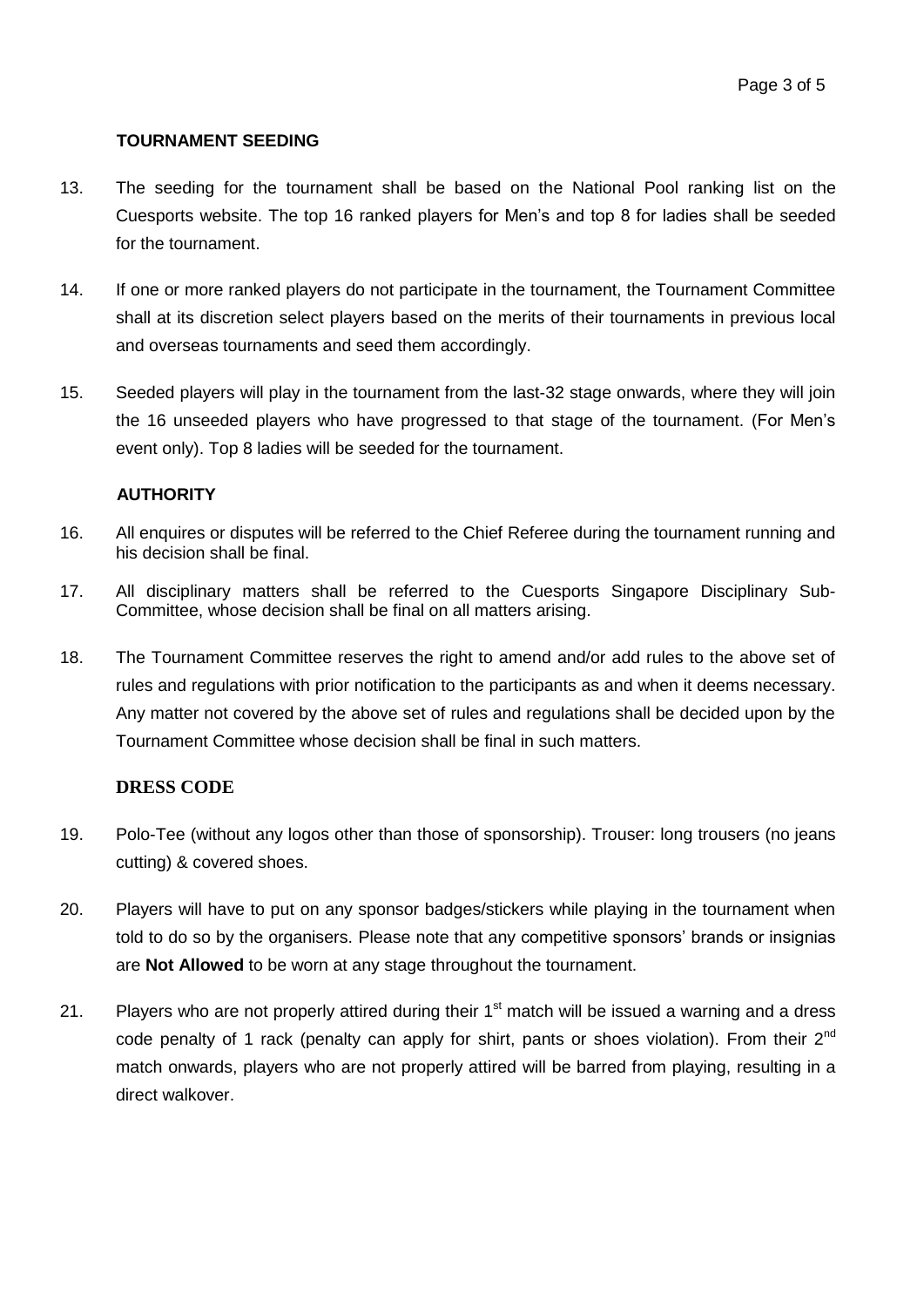## TOURNAMENT SEEDING

13. The seeding for the tournament shall be based on the National Pool ranking list on the Cuesports website. The top 16 ranked players for Men's and top 8 for ladies shall be seeded for the tournament.

14. If one or more ranked players do not participate in the tournament, the Tournament Committee shall at its discretion select players based on the merits of their tournaments in previous local and overseas tournaments and seed them accordingly.

15. Seeded players will play in the tournament from the last-32 stage onwards, where they will join the 16 unseeded players who have progressed to that stage of the tournament. (For Men's event only). Top 8 ladies will be seeded for the tournament.

## AUTHORITY

16. All enquires or disputes will be referred to the Chief Referee during the tournament running and his decision shall be final.

17. All disciplinary matters shall be referred to the Cuesports Singapore Disciplinary Sub-Committee, whose decision shall be final on all matters arising.

18. The Tournament Committee reserves the right to amend and/or add rules to the above set of rules and regulations with prior notification to the participants as and when it deems necessary. Any matter not covered by the above set of rules and regulations shall be decided upon by the Tournament Committee whose decision shall be final in such matters.

## DRESS CODE

19. Polo-Tee (without any logos other than those of sponsorship). Trouser: long trousers (no jeans cutting) & covered shoes.

20. Players will have to put on any sponsor badges/stickers while playing in the tournament when told to do so by the organisers. Please note that any competitive sponsors' brands or insignias are **Not Allowed** to be worn at any stage throughout the tournament.

21. Players who are not properly attired during their 1st match will be issued a warning and a dress code penalty of 1 rack (penalty can apply for shirt, pants or shoes violation). From their 2nd match onwards, players who are not properly attired will be barred from playing, resulting in a direct walkover.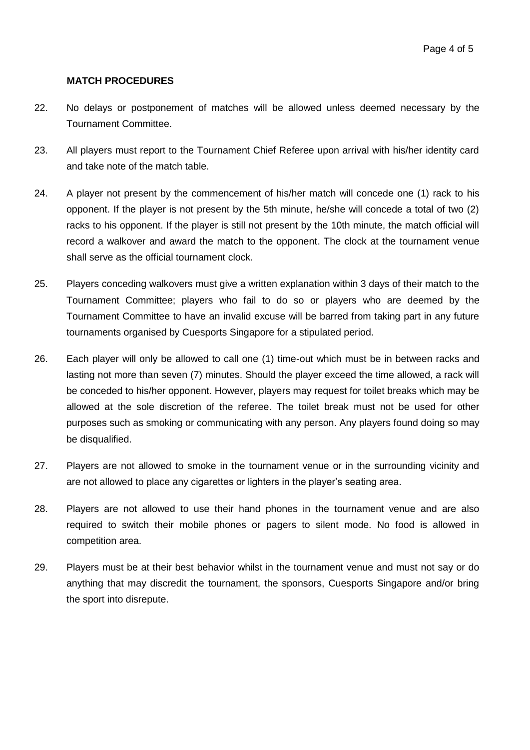**MATCH PROCEDURES**

22. No delays or postponement of matches will be allowed unless deemed necessary by the Tournament Committee.

23. All players must report to the Tournament Chief Referee upon arrival with his/her identity card and take note of the match table.

24. A player not present by the commencement of his/her match will concede one (1) rack to his opponent. If the player is not present by the 5th minute, he/she will concede a total of two (2) racks to his opponent. If the player is still not present by the 10th minute, the match official will record a walkover and award the match to the opponent. The clock at the tournament venue shall serve as the official tournament clock.

25. Players conceding walkovers must give a written explanation within 3 days of their match to the Tournament Committee; players who fail to do so or players who are deemed by the Tournament Committee to have an invalid excuse will be barred from taking part in any future tournaments organised by Cuesports Singapore for a stipulated period.

26. Each player will only be allowed to call one (1) time-out which must be in between racks and lasting not more than seven (7) minutes. Should the player exceed the time allowed, a rack will be conceded to his/her opponent. However, players may request for toilet breaks which may be allowed at the sole discretion of the referee. The toilet break must not be used for other purposes such as smoking or communicating with any person. Any players found doing so may be disqualified.

27. Players are not allowed to smoke in the tournament venue or in the surrounding vicinity and are not allowed to place any cigarettes or lighters in the player's seating area.

28. Players are not allowed to use their hand phones in the tournament venue and are also required to switch their mobile phones or pagers to silent mode. No food is allowed in competition area.

29. Players must be at their best behavior whilst in the tournament venue and must not say or do anything that may discredit the tournament, the sponsors, Cuesports Singapore and/or bring the sport into disrepute.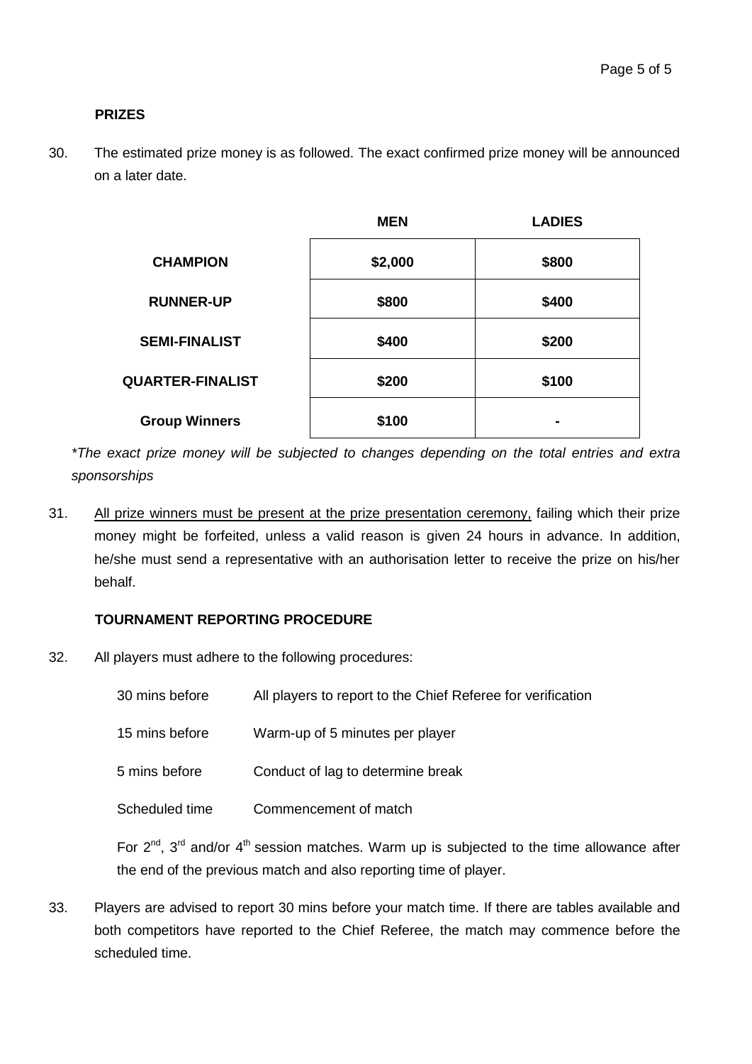**PRIZES**

30. The estimated prize money is as followed. The exact confirmed prize money will be announced on a later date.

| | MEN | LADIES |
|---|---|---|
| **CHAMPION** | **$2,000** | **$800** |
| **RUNNER-UP** | **$800** | **$400** |
| **SEMI-FINALIST** | **$400** | **$200** |
| **QUARTER-FINALIST** | **$200** | **$100** |
| **Group Winners** | **$100** | **-** |

*\*The exact prize money will be subjected to changes depending on the total entries and extra sponsorships*

31. <u>All prize winners must be present at the prize presentation ceremony,</u> failing which their prize money might be forfeited, unless a valid reason is given 24 hours in advance. In addition, he/she must send a representative with an authorisation letter to receive the prize on his/her behalf.

**TOURNAMENT REPORTING PROCEDURE**

32. All players must adhere to the following procedures:

| | |
|---|---|
| 30 mins before | All players to report to the Chief Referee for verification |
| 15 mins before | Warm-up of 5 minutes per player |
| 5 mins before | Conduct of lag to determine break |
| Scheduled time | Commencement of match |

For 2nd, 3rd and/or 4th session matches. Warm up is subjected to the time allowance after the end of the previous match and also reporting time of player.

33. Players are advised to report 30 mins before your match time. If there are tables available and both competitors have reported to the Chief Referee, the match may commence before the scheduled time.